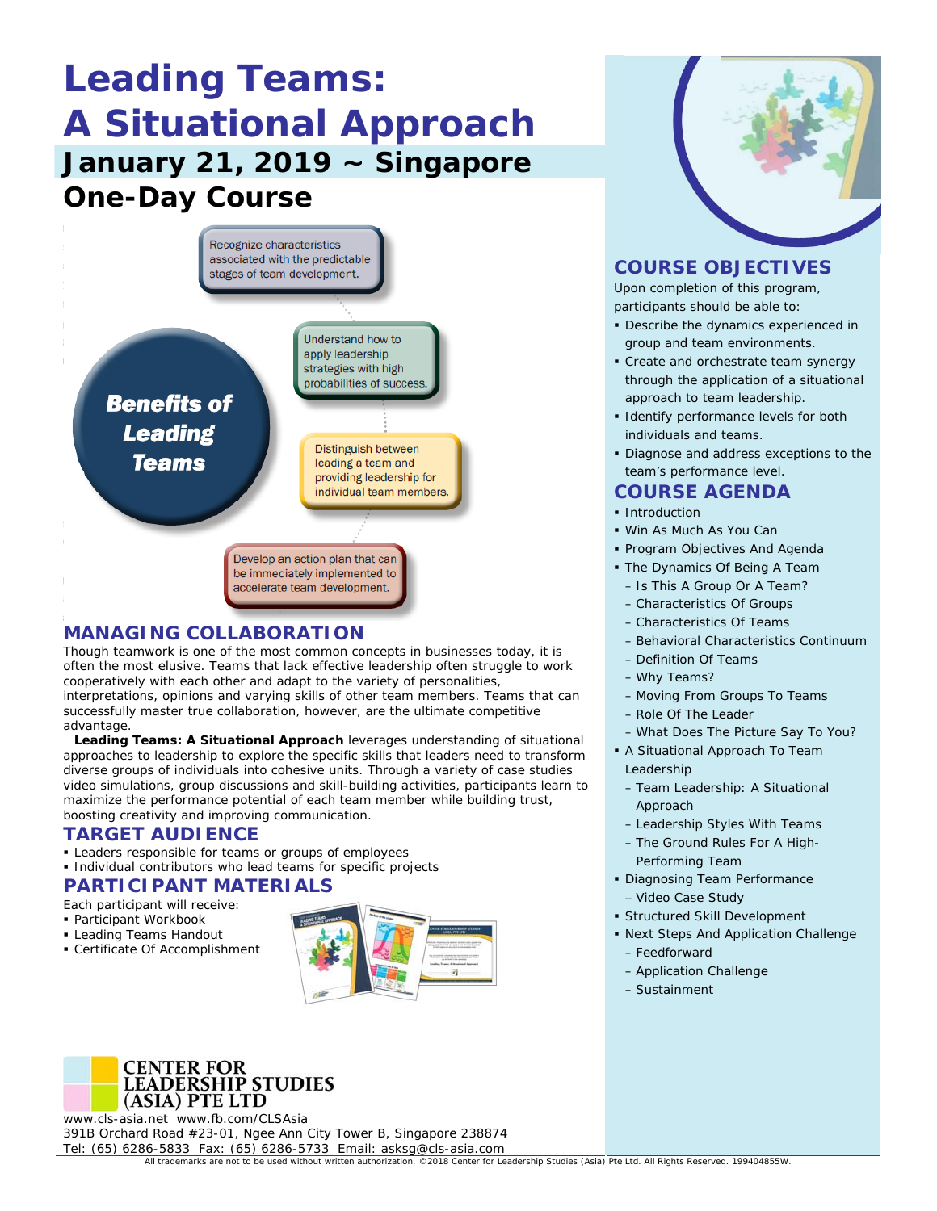# Leading Teams: A Situational Approach

## January 21, 2019 ~ Singapore

## One-Day Course

**Benefits of Leading Teams**

- Recognize characteristics associated with the predictable stages of team development.
- Understand how to apply leadership strategies with high probabilities of success.
- Distinguish between leading a team and providing leadership for individual team members.
- Develop an action plan that can be immediately implemented to accelerate team development.

## MANAGING COLLABORATION

Though teamwork is one of the most common concepts in businesses today, it is often the most elusive. Teams that lack effective leadership often struggle to work cooperatively with each other and adapt to the variety of personalities, interpretations, opinions and varying skills of other team members. Teams that can successfully master true collaboration, however, are the ultimate competitive advantage.

**Leading Teams: A Situational Approach** leverages understanding of situational approaches to leadership to explore the specific skills that leaders need to transform diverse groups of individuals into cohesive units. Through a variety of case studies video simulations, group discussions and skill-building activities, participants learn to maximize the performance potential of each team member while building trust, boosting creativity and improving communication.

## TARGET AUDIENCE

- Leaders responsible for teams or groups of employees
- Individual contributors who lead teams for specific projects

## PARTICIPANT MATERIALS

Each participant will receive:

- Participant Workbook
- Leading Teams Handout
- Certificate Of Accomplishment

## COURSE OBJECTIVES

Upon completion of this program, participants should be able to:

- Describe the dynamics experienced in group and team environments.
- Create and orchestrate team synergy through the application of a situational approach to team leadership.
- Identify performance levels for both individuals and teams.
- Diagnose and address exceptions to the team's performance level.

## COURSE AGENDA

- Introduction
- Win As Much As You Can
- Program Objectives And Agenda
- The Dynamics Of Being A Team
  - Is This A Group Or A Team?
  - Characteristics Of Groups
  - Characteristics Of Teams
  - Behavioral Characteristics Continuum
  - Definition Of Teams
  - Why Teams?
  - Moving From Groups To Teams
  - Role Of The Leader
  - What Does The Picture Say To You?
- A Situational Approach To Team Leadership
  - Team Leadership: A Situational Approach
  - Leadership Styles With Teams
  - The Ground Rules For A High-Performing Team
- Diagnosing Team Performance
  - Video Case Study
- Structured Skill Development
- Next Steps And Application Challenge
  - Feedforward
  - Application Challenge
  - Sustainment

**CENTER FOR LEADERSHIP STUDIES (ASIA) PTE LTD**

www.cls-asia.net www.fb.com/CLSAsia
391B Orchard Road #23-01, Ngee Ann City Tower B, Singapore 238874
Tel: (65) 6286-5833 Fax: (65) 6286-5733 Email: asksg@cls-asia.com

All trademarks are not to be used without written authorization. ©2018 Center for Leadership Studies (Asia) Pte Ltd. All Rights Reserved. 199404855W.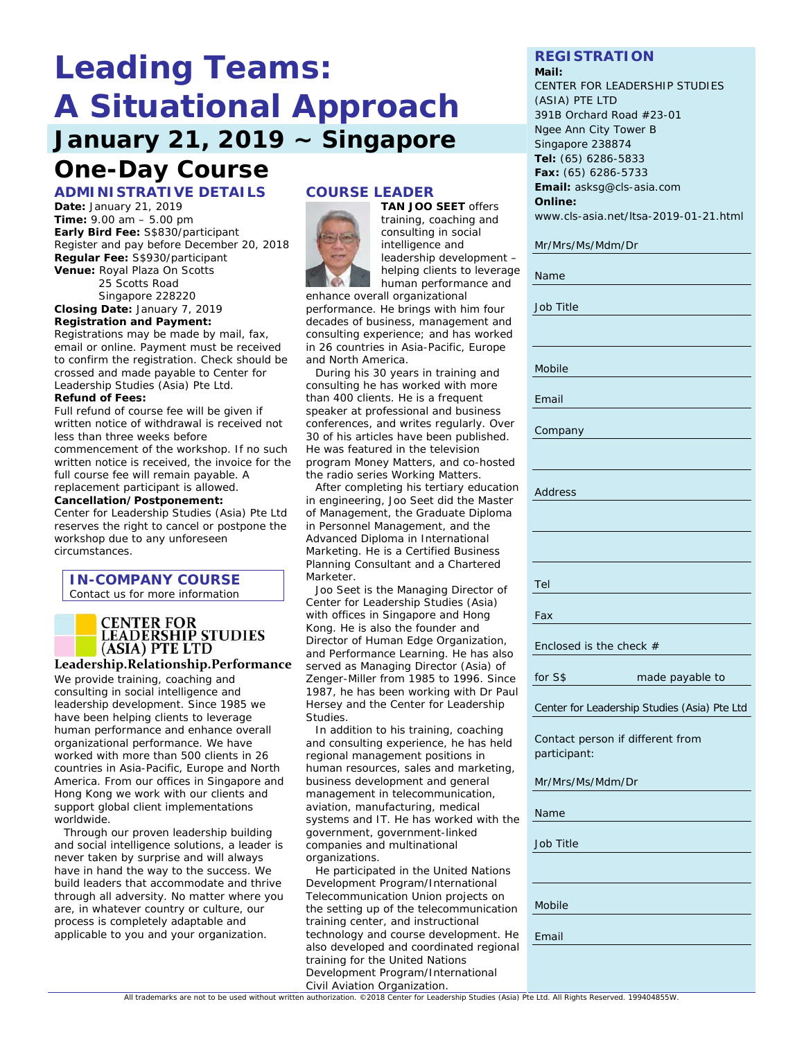# Leading Teams: A Situational Approach

## January 21, 2019 ~ Singapore

# One-Day Course

## ADMINISTRATIVE DETAILS

**Date:** January 21, 2019
**Time:** 9.00 am – 5.00 pm
**Early Bird Fee:** S$830/participant
Register and pay before December 20, 2018
**Regular Fee:** S$930/participant
**Venue:** Royal Plaza On Scotts
25 Scotts Road
Singapore 228220
**Closing Date:** January 7, 2019

**Registration and Payment:**
Registrations may be made by mail, fax, email or online. Payment must be received to confirm the registration. Check should be crossed and made payable to Center for Leadership Studies (Asia) Pte Ltd.

**Refund of Fees:**
Full refund of course fee will be given if written notice of withdrawal is received not less than three weeks before commencement of the workshop. If no such written notice is received, the invoice for the full course fee will remain payable. A replacement participant is allowed.

**Cancellation/Postponement:**
Center for Leadership Studies (Asia) Pte Ltd reserves the right to cancel or postpone the workshop due to any unforeseen circumstances.

### IN-COMPANY COURSE

Contact us for more information

**CENTER FOR LEADERSHIP STUDIES (ASIA) PTE LTD**

**Leadership.Relationship.Performance**

We provide training, coaching and consulting in social intelligence and leadership development. Since 1985 we have been helping clients to leverage human performance and enhance overall organizational performance. We have worked with more than 500 clients in 26 countries in Asia-Pacific, Europe and North America. From our offices in Singapore and Hong Kong we work with our clients and support global client implementations worldwide.

Through our proven leadership building and social intelligence solutions, a leader is never taken by surprise and will always have in hand the way to the success. We build leaders that accommodate and thrive through all adversity. No matter where you are, in whatever country or culture, our process is completely adaptable and applicable to you and your organization.

## COURSE LEADER

**TAN JOO SEET** offers training, coaching and consulting in social intelligence and leadership development – helping clients to leverage human performance and enhance overall organizational performance. He brings with him four decades of business, management and consulting experience; and has worked in 26 countries in Asia-Pacific, Europe and North America.

During his 30 years in training and consulting he has worked with more than 400 clients. He is a frequent speaker at professional and business conferences, and writes regularly. Over 30 of his articles have been published. He was featured in the television program Money Matters, and co-hosted the radio series Working Matters.

After completing his tertiary education in engineering, Joo Seet did the Master of Management, the Graduate Diploma in Personnel Management, and the Advanced Diploma in International Marketing. He is a Certified Business Planning Consultant and a Chartered Marketer.

Joo Seet is the Managing Director of Center for Leadership Studies (Asia) with offices in Singapore and Hong Kong. He is also the founder and Director of Human Edge Organization, and Performance Learning. He has also served as Managing Director (Asia) of Zenger-Miller from 1985 to 1996. Since 1987, he has been working with Dr Paul Hersey and the Center for Leadership Studies.

In addition to his training, coaching and consulting experience, he has held regional management positions in human resources, sales and marketing, business development and general management in telecommunication, aviation, manufacturing, medical systems and IT. He has worked with the government, government-linked companies and multinational organizations.

He participated in the United Nations Development Program/International Telecommunication Union projects on the setting up of the telecommunication training center, and instructional technology and course development. He also developed and coordinated regional training for the United Nations Development Program/International Civil Aviation Organization.

## REGISTRATION

**Mail:**
CENTER FOR LEADERSHIP STUDIES (ASIA) PTE LTD
391B Orchard Road #23-01
Ngee Ann City Tower B
Singapore 238874
**Tel:** (65) 6286-5833
**Fax:** (65) 6286-5733
**Email:** asksg@cls-asia.com
**Online:**
www.cls-asia.net/ltsa-2019-01-21.html

Mr/Mrs/Ms/Mdm/Dr ____________________

Name ____________________

Job Title ____________________

____________________

Mobile ____________________

Email ____________________

Company ____________________

____________________

Address ____________________

____________________

____________________

Tel ____________________

Fax ____________________

Enclosed is the check # ____________________

for S$ __________ made payable to

Center for Leadership Studies (Asia) Pte Ltd

Contact person if different from participant:

Mr/Mrs/Ms/Mdm/Dr ____________________

Name ____________________

Job Title ____________________

____________________

Mobile ____________________

Email ____________________

All trademarks are not to be used without written authorization. ©2018 Center for Leadership Studies (Asia) Pte Ltd. All Rights Reserved. 199404855W.